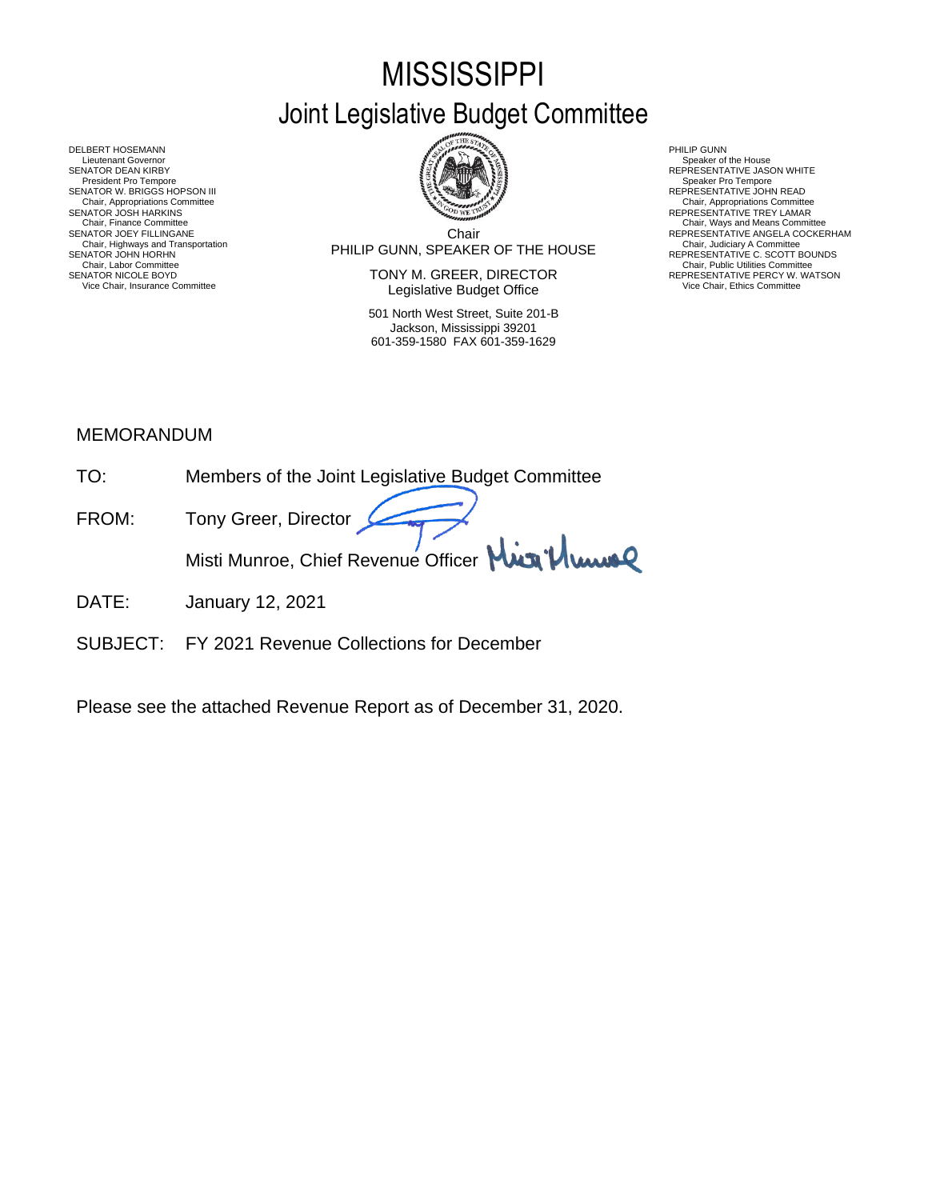# MISSISSIPPI
## Joint Legislative Budget Committee

DELBERT HOSEMANN
Lieutenant Governor
SENATOR DEAN KIRBY
President Pro Tempore
SENATOR W. BRIGGS HOPSON III
Chair, Appropriations Committee
SENATOR JOSH HARKINS
Chair, Finance Committee
SENATOR JOEY FILLINGANE
Chair, Highways and Transportation
SENATOR JOHN HORHN
Chair, Labor Committee
SENATOR NICOLE BOYD
Vice Chair, Insurance Committee

Chair
PHILIP GUNN, SPEAKER OF THE HOUSE

TONY M. GREER, DIRECTOR
Legislative Budget Office

501 North West Street, Suite 201-B
Jackson, Mississippi 39201
601-359-1580 FAX 601-359-1629

PHILIP GUNN
Speaker of the House
REPRESENTATIVE JASON WHITE
Speaker Pro Tempore
REPRESENTATIVE JOHN READ
Chair, Appropriations Committee
REPRESENTATIVE TREY LAMAR
Chair, Ways and Means Committee
REPRESENTATIVE ANGELA COCKERHAM
Chair, Judiciary A Committee
REPRESENTATIVE C. SCOTT BOUNDS
Chair, Public Utilities Committee
REPRESENTATIVE PERCY W. WATSON
Vice Chair, Ethics Committee

MEMORANDUM

TO: Members of the Joint Legislative Budget Committee

FROM: Tony Greer, Director

Misti Munroe, Chief Revenue Officer

DATE: January 12, 2021

SUBJECT: FY 2021 Revenue Collections for December

Please see the attached Revenue Report as of December 31, 2020.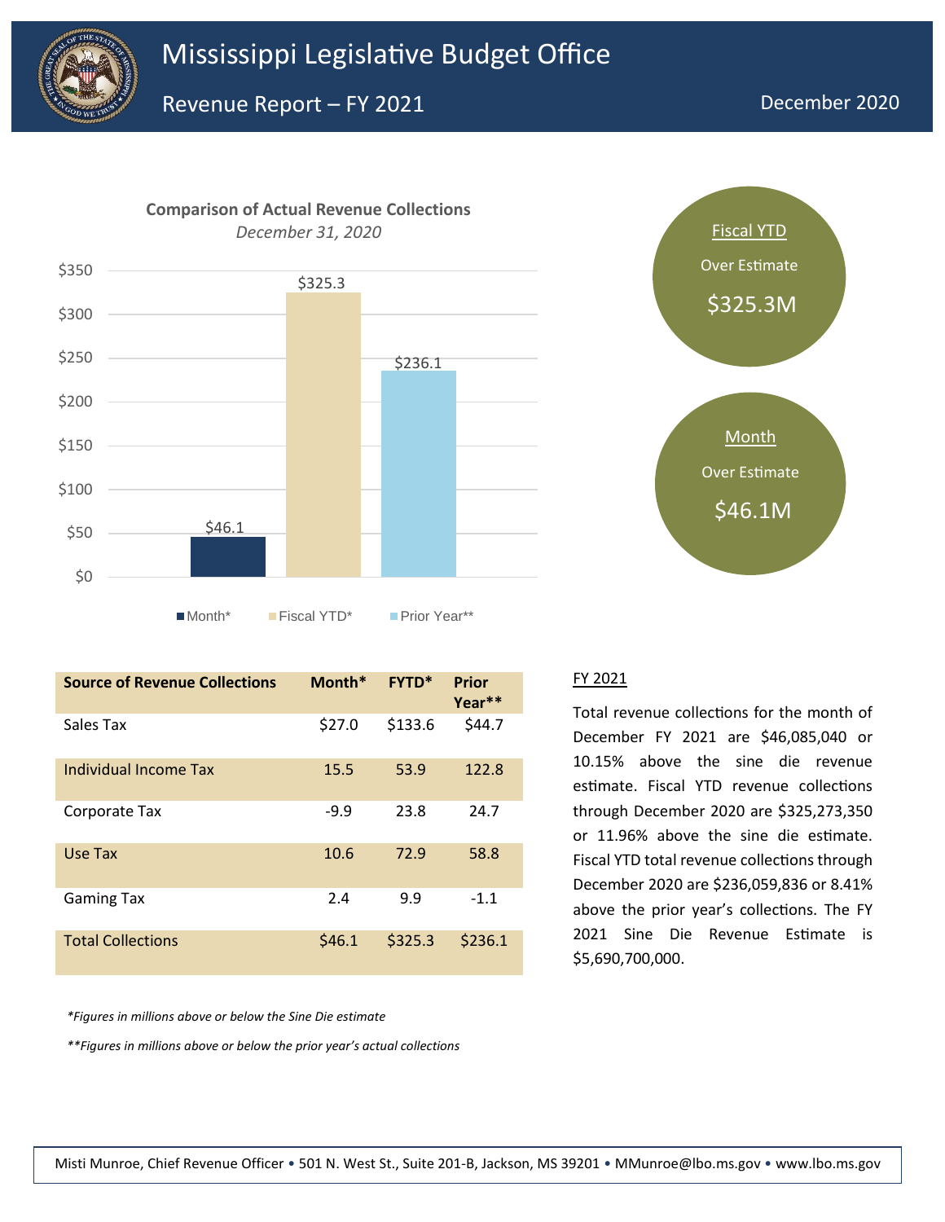# Mississippi Legislative Budget Office

## Revenue Report – FY 2021

December 2020

**Comparison of Actual Revenue Collections**

*December 31, 2020*

| | Month* | Fiscal YTD* | Prior Year** |
|---|---|---|---|
| Value | $46.1 | $325.3 | $236.1 |

**Fiscal YTD**
Over Estimate
$325.3M

**Month**
Over Estimate
$46.1M

| Source of Revenue Collections | Month* | FYTD* | Prior Year** |
|---|---|---|---|
| Sales Tax | $27.0 | $133.6 | $44.7 |
| Individual Income Tax | 15.5 | 53.9 | 122.8 |
| Corporate Tax | -9.9 | 23.8 | 24.7 |
| Use Tax | 10.6 | 72.9 | 58.8 |
| Gaming Tax | 2.4 | 9.9 | -1.1 |
| Total Collections | $46.1 | $325.3 | $236.1 |

*\*Figures in millions above or below the Sine Die estimate*

*\*\*Figures in millions above or below the prior year's actual collections*

### FY 2021

Total revenue collections for the month of December FY 2021 are $46,085,040 or 10.15% above the sine die revenue estimate. Fiscal YTD revenue collections through December 2020 are $325,273,350 or 11.96% above the sine die estimate. Fiscal YTD total revenue collections through December 2020 are $236,059,836 or 8.41% above the prior year's collections. The FY 2021 Sine Die Revenue Estimate is $5,690,700,000.

Misti Munroe, Chief Revenue Officer • 501 N. West St., Suite 201-B, Jackson, MS 39201 • MMunroe@lbo.ms.gov • www.lbo.ms.gov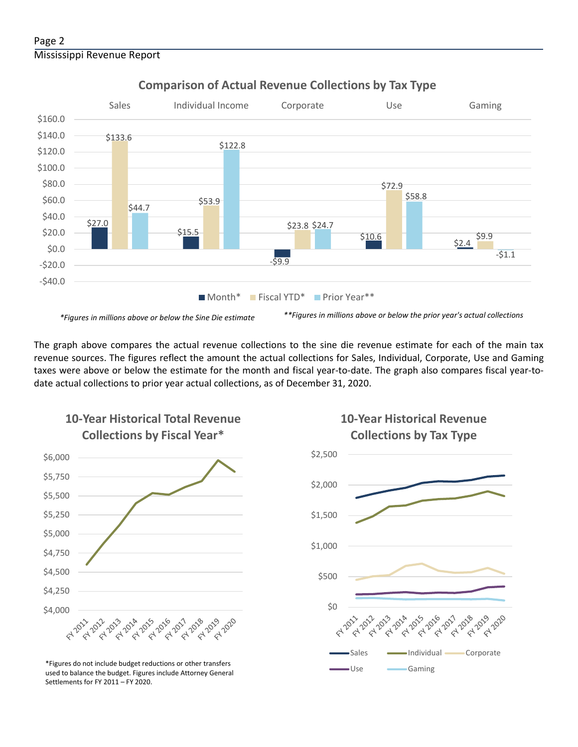## Comparison of Actual Revenue Collections by Tax Type

| | Sales | Individual Income | Corporate | Use | Gaming |
|---|---|---|---|---|---|
| Month* | $27.0 | $15.5 | -$9.9 | $10.6 | $2.4 |
| Fiscal YTD* | $133.6 | $53.9 | $23.8 | $72.9 | $9.9 |
| Prior Year** | $44.7 | $122.8 | $24.7 | $58.8 | -$1.1 |

*\*Figures in millions above or below the Sine Die estimate*

*\*\*Figures in millions above or below the prior year's actual collections*

The graph above compares the actual revenue collections to the sine die revenue estimate for each of the main tax revenue sources. The figures reflect the amount the actual collections for Sales, Individual, Corporate, Use and Gaming taxes were above or below the estimate for the month and fiscal year-to-date. The graph also compares fiscal year-to-date actual collections to prior year actual collections, as of December 31, 2020.

## 10-Year Historical Total Revenue Collections by Fiscal Year*

*Figures do not include budget reductions or other transfers used to balance the budget. Figures include Attorney General Settlements for FY 2011 – FY 2020.

## 10-Year Historical Revenue Collections by Tax Type

Sales, Individual, Corporate, Use, Gaming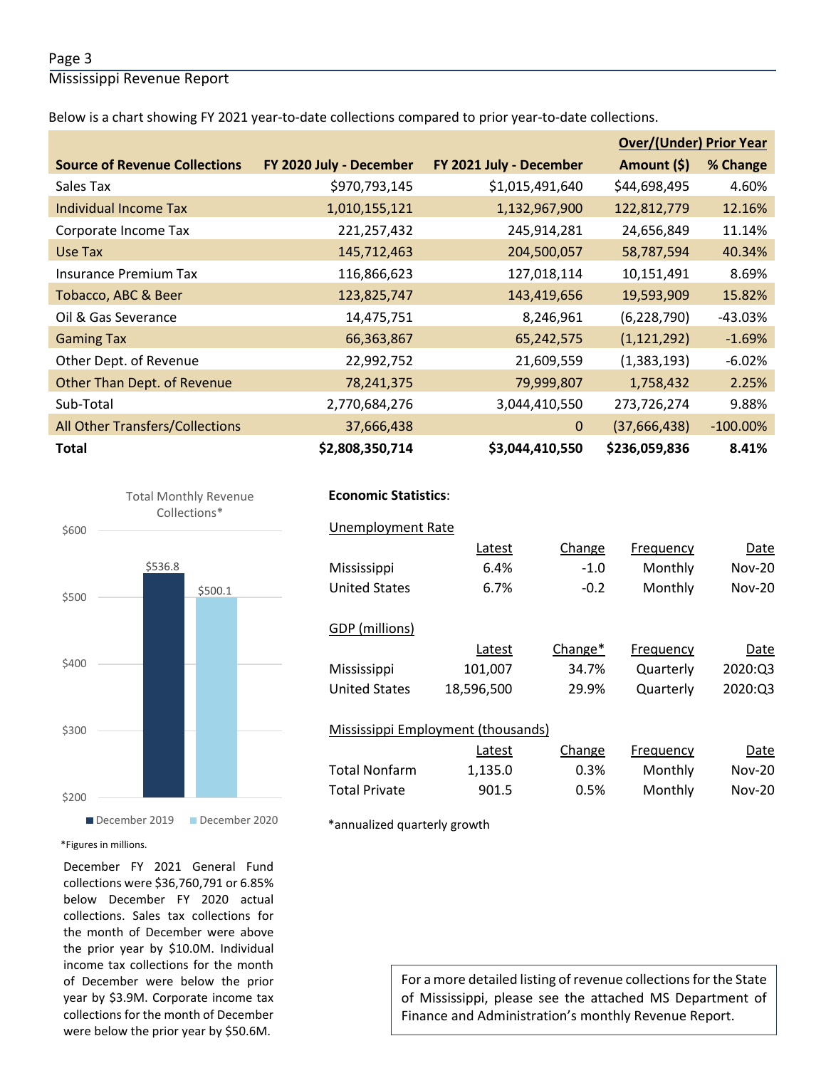Below is a chart showing FY 2021 year-to-date collections compared to prior year-to-date collections.

| Source of Revenue Collections | FY 2020 July - December | FY 2021 July - December | Over/(Under) Prior Year Amount ($) | % Change |
|---|---|---|---|---|
| Sales Tax | $970,793,145 | $1,015,491,640 | $44,698,495 | 4.60% |
| Individual Income Tax | 1,010,155,121 | 1,132,967,900 | 122,812,779 | 12.16% |
| Corporate Income Tax | 221,257,432 | 245,914,281 | 24,656,849 | 11.14% |
| Use Tax | 145,712,463 | 204,500,057 | 58,787,594 | 40.34% |
| Insurance Premium Tax | 116,866,623 | 127,018,114 | 10,151,491 | 8.69% |
| Tobacco, ABC & Beer | 123,825,747 | 143,419,656 | 19,593,909 | 15.82% |
| Oil & Gas Severance | 14,475,751 | 8,246,961 | (6,228,790) | -43.03% |
| Gaming Tax | 66,363,867 | 65,242,575 | (1,121,292) | -1.69% |
| Other Dept. of Revenue | 22,992,752 | 21,609,559 | (1,383,193) | -6.02% |
| Other Than Dept. of Revenue | 78,241,375 | 79,999,807 | 1,758,432 | 2.25% |
| Sub-Total | 2,770,684,276 | 3,044,410,550 | 273,726,274 | 9.88% |
| All Other Transfers/Collections | 37,666,438 | 0 | (37,666,438) | -100.00% |
| **Total** | **$2,808,350,714** | **$3,044,410,550** | **$236,059,836** | **8.41%** |

Total Monthly Revenue Collections*

| | December 2019 | December 2020 |
|---|---|---|
| Total Monthly Revenue Collections | $536.8 | $500.1 |

*Figures in millions.

December FY 2021 General Fund collections were $36,760,791 or 6.85% below December FY 2020 actual collections. Sales tax collections for the month of December were above the prior year by $10.0M. Individual income tax collections for the month of December were below the prior year by $3.9M. Corporate income tax collections for the month of December were below the prior year by $50.6M.

**Economic Statistics**:

Unemployment Rate

| | Latest | Change | Frequency | Date |
|---|---|---|---|---|
| Mississippi | 6.4% | -1.0 | Monthly | Nov-20 |
| United States | 6.7% | -0.2 | Monthly | Nov-20 |

GDP (millions)

| | Latest | Change* | Frequency | Date |
|---|---|---|---|---|
| Mississippi | 101,007 | 34.7% | Quarterly | 2020:Q3 |
| United States | 18,596,500 | 29.9% | Quarterly | 2020:Q3 |

Mississippi Employment (thousands)

| | Latest | Change | Frequency | Date |
|---|---|---|---|---|
| Total Nonfarm | 1,135.0 | 0.3% | Monthly | Nov-20 |
| Total Private | 901.5 | 0.5% | Monthly | Nov-20 |

*annualized quarterly growth

For a more detailed listing of revenue collections for the State of Mississippi, please see the attached MS Department of Finance and Administration's monthly Revenue Report.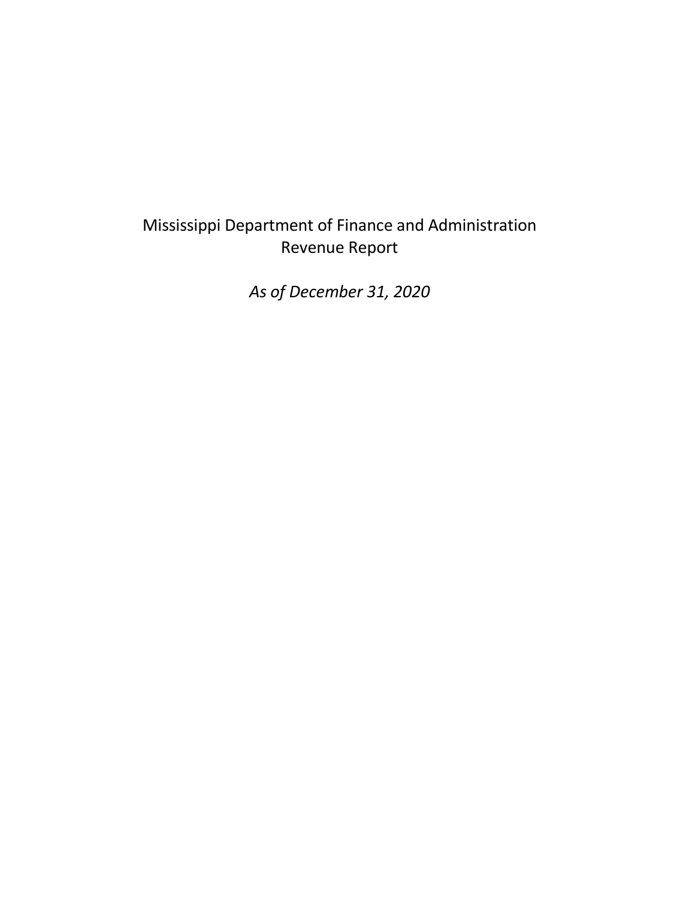Mississippi Department of Finance and Administration
Revenue Report

*As of December 31, 2020*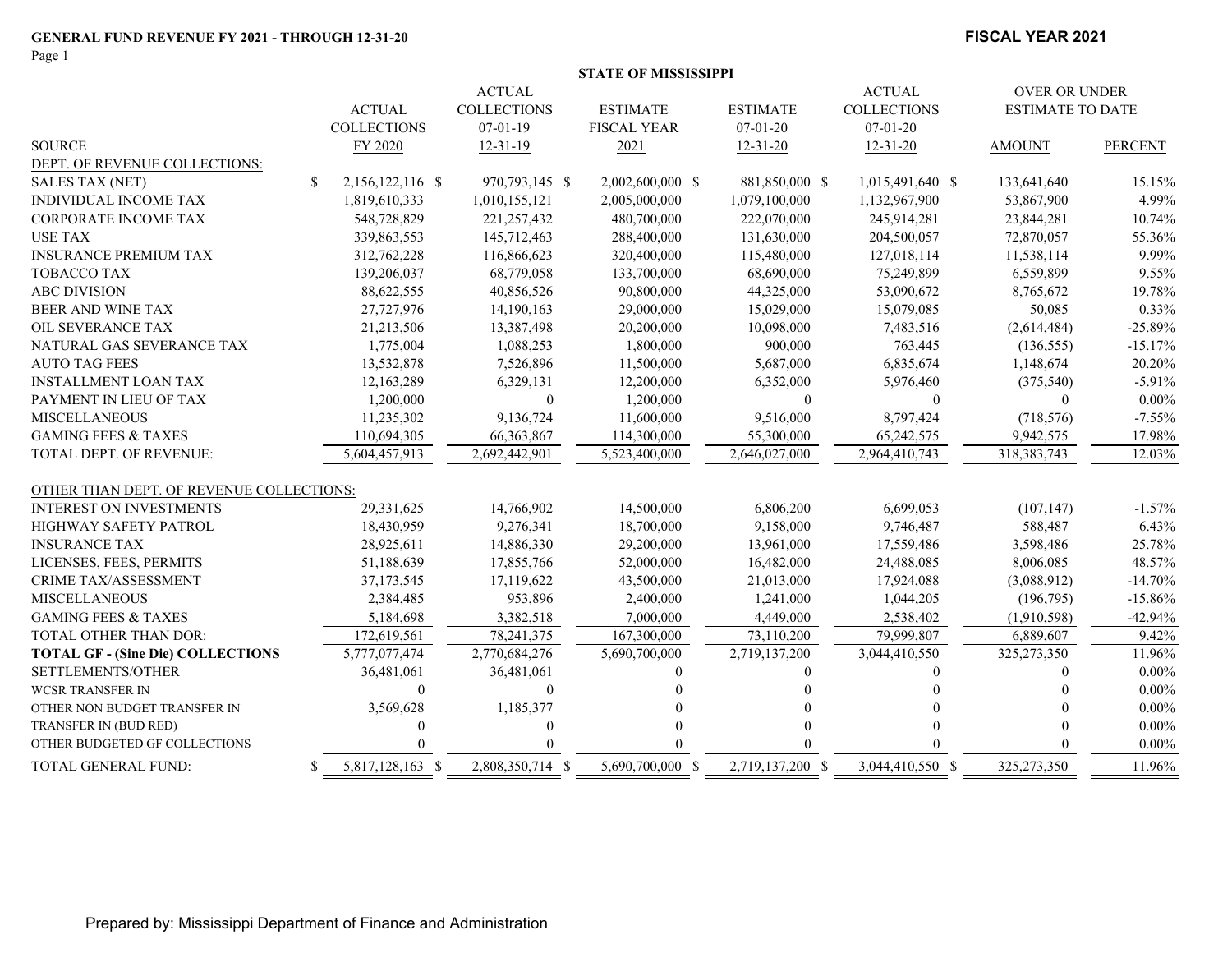**GENERAL FUND REVENUE FY 2021 - THROUGH 12-31-20**

**FISCAL YEAR 2021**

**STATE OF MISSISSIPPI**

| SOURCE | ACTUAL COLLECTIONS FY 2020 | ACTUAL COLLECTIONS 07-01-19 12-31-19 | ESTIMATE FISCAL YEAR 2021 | ESTIMATE 07-01-20 12-31-20 | ACTUAL COLLECTIONS 07-01-20 12-31-20 | OVER OR UNDER ESTIMATE TO DATE AMOUNT | PERCENT |
|---|---|---|---|---|---|---|---|
| DEPT. OF REVENUE COLLECTIONS: | | | | | | | |
| SALES TAX (NET) | $ 2,156,122,116 | $ 970,793,145 | $ 2,002,600,000 | $ 881,850,000 | $ 1,015,491,640 | $ 133,641,640 | 15.15% |
| INDIVIDUAL INCOME TAX | 1,819,610,333 | 1,010,155,121 | 2,005,000,000 | 1,079,100,000 | 1,132,967,900 | 53,867,900 | 4.99% |
| CORPORATE INCOME TAX | 548,728,829 | 221,257,432 | 480,700,000 | 222,070,000 | 245,914,281 | 23,844,281 | 10.74% |
| USE TAX | 339,863,553 | 145,712,463 | 288,400,000 | 131,630,000 | 204,500,057 | 72,870,057 | 55.36% |
| INSURANCE PREMIUM TAX | 312,762,228 | 116,866,623 | 320,400,000 | 115,480,000 | 127,018,114 | 11,538,114 | 9.99% |
| TOBACCO TAX | 139,206,037 | 68,779,058 | 133,700,000 | 68,690,000 | 75,249,899 | 6,559,899 | 9.55% |
| ABC DIVISION | 88,622,555 | 40,856,526 | 90,800,000 | 44,325,000 | 53,090,672 | 8,765,672 | 19.78% |
| BEER AND WINE TAX | 27,727,976 | 14,190,163 | 29,000,000 | 15,029,000 | 15,079,085 | 50,085 | 0.33% |
| OIL SEVERANCE TAX | 21,213,506 | 13,387,498 | 20,200,000 | 10,098,000 | 7,483,516 | (2,614,484) | -25.89% |
| NATURAL GAS SEVERANCE TAX | 1,775,004 | 1,088,253 | 1,800,000 | 900,000 | 763,445 | (136,555) | -15.17% |
| AUTO TAG FEES | 13,532,878 | 7,526,896 | 11,500,000 | 5,687,000 | 6,835,674 | 1,148,674 | 20.20% |
| INSTALLMENT LOAN TAX | 12,163,289 | 6,329,131 | 12,200,000 | 6,352,000 | 5,976,460 | (375,540) | -5.91% |
| PAYMENT IN LIEU OF TAX | 1,200,000 | 0 | 1,200,000 | 0 | 0 | 0 | 0.00% |
| MISCELLANEOUS | 11,235,302 | 9,136,724 | 11,600,000 | 9,516,000 | 8,797,424 | (718,576) | -7.55% |
| GAMING FEES & TAXES | 110,694,305 | 66,363,867 | 114,300,000 | 55,300,000 | 65,242,575 | 9,942,575 | 17.98% |
| TOTAL DEPT. OF REVENUE: | 5,604,457,913 | 2,692,442,901 | 5,523,400,000 | 2,646,027,000 | 2,964,410,743 | 318,383,743 | 12.03% |
| OTHER THAN DEPT. OF REVENUE COLLECTIONS: | | | | | | | |
| INTEREST ON INVESTMENTS | 29,331,625 | 14,766,902 | 14,500,000 | 6,806,200 | 6,699,053 | (107,147) | -1.57% |
| HIGHWAY SAFETY PATROL | 18,430,959 | 9,276,341 | 18,700,000 | 9,158,000 | 9,746,487 | 588,487 | 6.43% |
| INSURANCE TAX | 28,925,611 | 14,886,330 | 29,200,000 | 13,961,000 | 17,559,486 | 3,598,486 | 25.78% |
| LICENSES, FEES, PERMITS | 51,188,639 | 17,855,766 | 52,000,000 | 16,482,000 | 24,488,085 | 8,006,085 | 48.57% |
| CRIME TAX/ASSESSMENT | 37,173,545 | 17,119,622 | 43,500,000 | 21,013,000 | 17,924,088 | (3,088,912) | -14.70% |
| MISCELLANEOUS | 2,384,485 | 953,896 | 2,400,000 | 1,241,000 | 1,044,205 | (196,795) | -15.86% |
| GAMING FEES & TAXES | 5,184,698 | 3,382,518 | 7,000,000 | 4,449,000 | 2,538,402 | (1,910,598) | -42.94% |
| TOTAL OTHER THAN DOR: | 172,619,561 | 78,241,375 | 167,300,000 | 73,110,200 | 79,999,807 | 6,889,607 | 9.42% |
| **TOTAL GF - (Sine Die) COLLECTIONS** | 5,777,077,474 | 2,770,684,276 | 5,690,700,000 | 2,719,137,200 | 3,044,410,550 | 325,273,350 | 11.96% |
| SETTLEMENTS/OTHER | 36,481,061 | 36,481,061 | 0 | 0 | 0 | 0 | 0.00% |
| WCSR TRANSFER IN | 0 | 0 | 0 | 0 | 0 | 0 | 0.00% |
| OTHER NON BUDGET TRANSFER IN | 3,569,628 | 1,185,377 | 0 | 0 | 0 | 0 | 0.00% |
| TRANSFER IN (BUD RED) | 0 | 0 | 0 | 0 | 0 | 0 | 0.00% |
| OTHER BUDGETED GF COLLECTIONS | 0 | 0 | 0 | 0 | 0 | 0 | 0.00% |
| TOTAL GENERAL FUND: | $ 5,817,128,163 | $ 2,808,350,714 | $ 5,690,700,000 | $ 2,719,137,200 | $ 3,044,410,550 | $ 325,273,350 | 11.96% |

Prepared by: Mississippi Department of Finance and Administration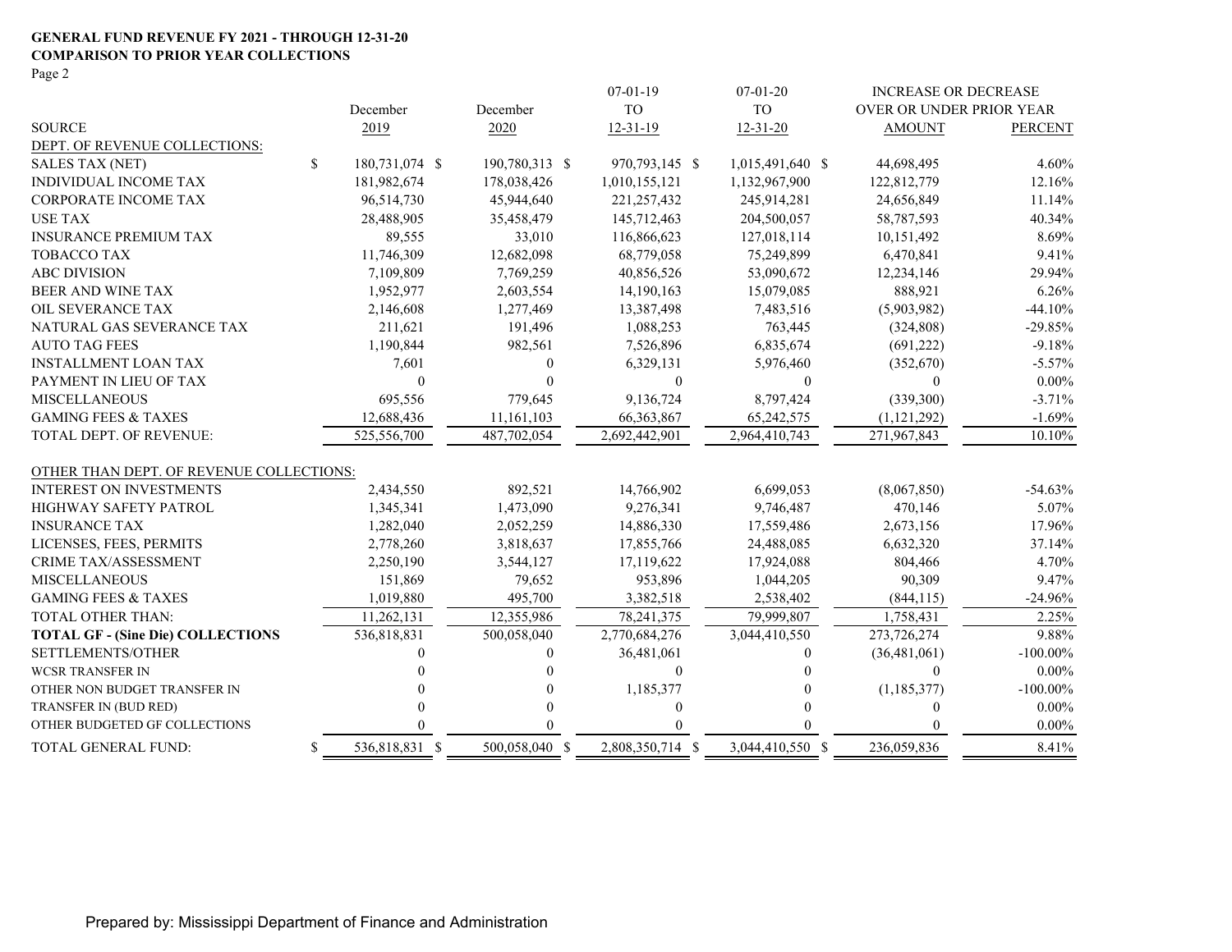**GENERAL FUND REVENUE FY 2021 - THROUGH 12-31-20**
**COMPARISON TO PRIOR YEAR COLLECTIONS**
Page 2

| SOURCE | December 2019 | December 2020 | 07-01-19 TO 12-31-19 | 07-01-20 TO 12-31-20 | INCREASE OR DECREASE OVER OR UNDER PRIOR YEAR AMOUNT | PERCENT |
|---|---|---|---|---|---|---|
| DEPT. OF REVENUE COLLECTIONS: | | | | | | |
| SALES TAX (NET) | $ 180,731,074 | $ 190,780,313 | $ 970,793,145 | $ 1,015,491,640 | $ 44,698,495 | 4.60% |
| INDIVIDUAL INCOME TAX | 181,982,674 | 178,038,426 | 1,010,155,121 | 1,132,967,900 | 122,812,779 | 12.16% |
| CORPORATE INCOME TAX | 96,514,730 | 45,944,640 | 221,257,432 | 245,914,281 | 24,656,849 | 11.14% |
| USE TAX | 28,488,905 | 35,458,479 | 145,712,463 | 204,500,057 | 58,787,593 | 40.34% |
| INSURANCE PREMIUM TAX | 89,555 | 33,010 | 116,866,623 | 127,018,114 | 10,151,492 | 8.69% |
| TOBACCO TAX | 11,746,309 | 12,682,098 | 68,779,058 | 75,249,899 | 6,470,841 | 9.41% |
| ABC DIVISION | 7,109,809 | 7,769,259 | 40,856,526 | 53,090,672 | 12,234,146 | 29.94% |
| BEER AND WINE TAX | 1,952,977 | 2,603,554 | 14,190,163 | 15,079,085 | 888,921 | 6.26% |
| OIL SEVERANCE TAX | 2,146,608 | 1,277,469 | 13,387,498 | 7,483,516 | (5,903,982) | -44.10% |
| NATURAL GAS SEVERANCE TAX | 211,621 | 191,496 | 1,088,253 | 763,445 | (324,808) | -29.85% |
| AUTO TAG FEES | 1,190,844 | 982,561 | 7,526,896 | 6,835,674 | (691,222) | -9.18% |
| INSTALLMENT LOAN TAX | 7,601 | 0 | 6,329,131 | 5,976,460 | (352,670) | -5.57% |
| PAYMENT IN LIEU OF TAX | 0 | 0 | 0 | 0 | 0 | 0.00% |
| MISCELLANEOUS | 695,556 | 779,645 | 9,136,724 | 8,797,424 | (339,300) | -3.71% |
| GAMING FEES & TAXES | 12,688,436 | 11,161,103 | 66,363,867 | 65,242,575 | (1,121,292) | -1.69% |
| TOTAL DEPT. OF REVENUE: | 525,556,700 | 487,702,054 | 2,692,442,901 | 2,964,410,743 | 271,967,843 | 10.10% |
| OTHER THAN DEPT. OF REVENUE COLLECTIONS: | | | | | | |
| INTEREST ON INVESTMENTS | 2,434,550 | 892,521 | 14,766,902 | 6,699,053 | (8,067,850) | -54.63% |
| HIGHWAY SAFETY PATROL | 1,345,341 | 1,473,090 | 9,276,341 | 9,746,487 | 470,146 | 5.07% |
| INSURANCE TAX | 1,282,040 | 2,052,259 | 14,886,330 | 17,559,486 | 2,673,156 | 17.96% |
| LICENSES, FEES, PERMITS | 2,778,260 | 3,818,637 | 17,855,766 | 24,488,085 | 6,632,320 | 37.14% |
| CRIME TAX/ASSESSMENT | 2,250,190 | 3,544,127 | 17,119,622 | 17,924,088 | 804,466 | 4.70% |
| MISCELLANEOUS | 151,869 | 79,652 | 953,896 | 1,044,205 | 90,309 | 9.47% |
| GAMING FEES & TAXES | 1,019,880 | 495,700 | 3,382,518 | 2,538,402 | (844,115) | -24.96% |
| TOTAL OTHER THAN: | 11,262,131 | 12,355,986 | 78,241,375 | 79,999,807 | 1,758,431 | 2.25% |
| **TOTAL GF - (Sine Die) COLLECTIONS** | 536,818,831 | 500,058,040 | 2,770,684,276 | 3,044,410,550 | 273,726,274 | 9.88% |
| SETTLEMENTS/OTHER | 0 | 0 | 36,481,061 | 0 | (36,481,061) | -100.00% |
| WCSR TRANSFER IN | 0 | 0 | 0 | 0 | 0 | 0.00% |
| OTHER NON BUDGET TRANSFER IN | 0 | 0 | 1,185,377 | 0 | (1,185,377) | -100.00% |
| TRANSFER IN (BUD RED) | 0 | 0 | 0 | 0 | 0 | 0.00% |
| OTHER BUDGETED GF COLLECTIONS | 0 | 0 | 0 | 0 | 0 | 0.00% |
| TOTAL GENERAL FUND: | $ 536,818,831 | $ 500,058,040 | $ 2,808,350,714 | $ 3,044,410,550 | $ 236,059,836 | 8.41% |

Prepared by: Mississippi Department of Finance and Administration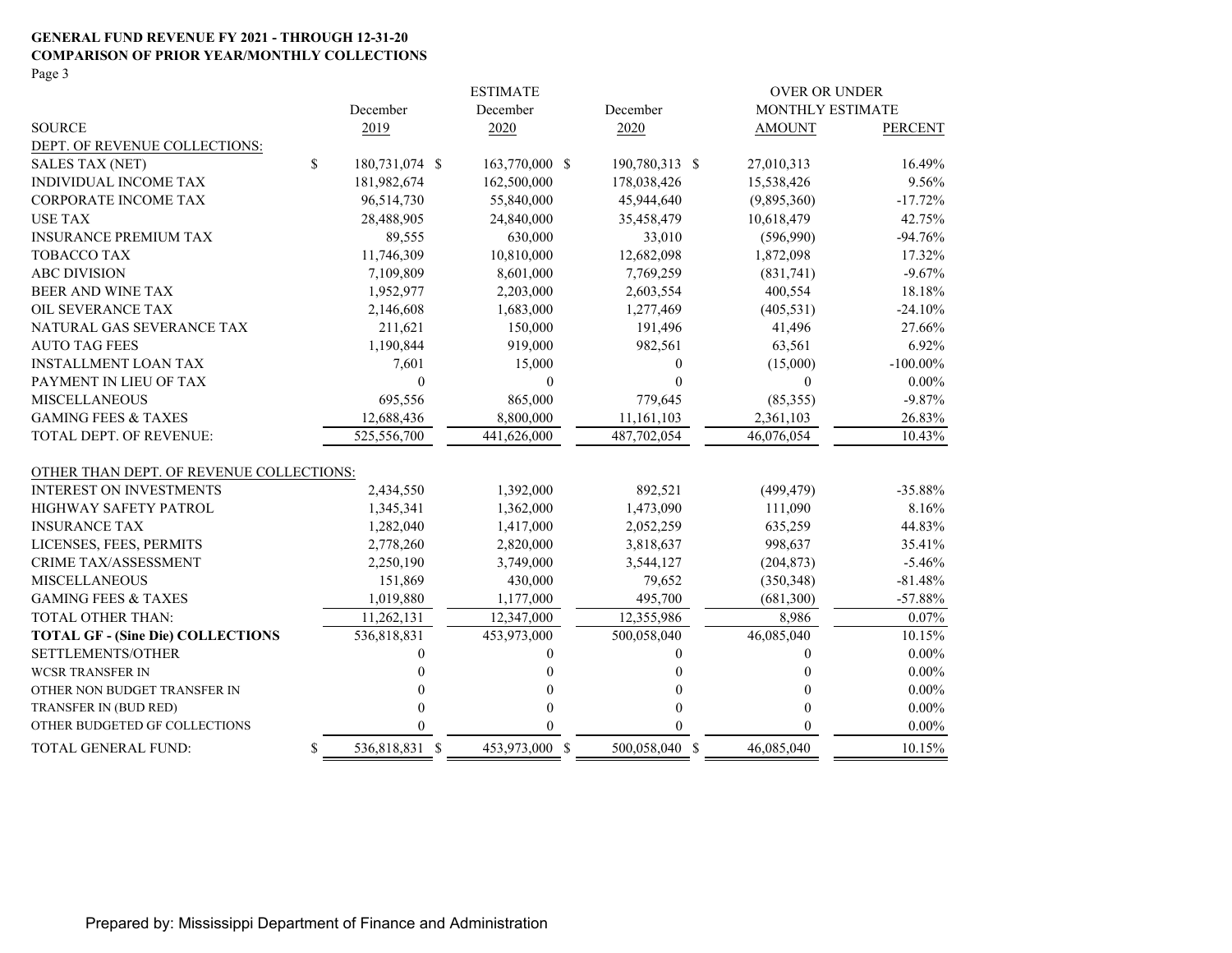**GENERAL FUND REVENUE FY 2021 - THROUGH 12-31-20**
**COMPARISON OF PRIOR YEAR/MONTHLY COLLECTIONS**
Page 3

| SOURCE | December 2019 | ESTIMATE December 2020 | December 2020 | OVER OR UNDER MONTHLY ESTIMATE AMOUNT | PERCENT |
|---|---|---|---|---|---|
| DEPT. OF REVENUE COLLECTIONS: | | | | | |
| SALES TAX (NET) | $ 180,731,074 | $ 163,770,000 | $ 190,780,313 | $ 27,010,313 | 16.49% |
| INDIVIDUAL INCOME TAX | 181,982,674 | 162,500,000 | 178,038,426 | 15,538,426 | 9.56% |
| CORPORATE INCOME TAX | 96,514,730 | 55,840,000 | 45,944,640 | (9,895,360) | -17.72% |
| USE TAX | 28,488,905 | 24,840,000 | 35,458,479 | 10,618,479 | 42.75% |
| INSURANCE PREMIUM TAX | 89,555 | 630,000 | 33,010 | (596,990) | -94.76% |
| TOBACCO TAX | 11,746,309 | 10,810,000 | 12,682,098 | 1,872,098 | 17.32% |
| ABC DIVISION | 7,109,809 | 8,601,000 | 7,769,259 | (831,741) | -9.67% |
| BEER AND WINE TAX | 1,952,977 | 2,203,000 | 2,603,554 | 400,554 | 18.18% |
| OIL SEVERANCE TAX | 2,146,608 | 1,683,000 | 1,277,469 | (405,531) | -24.10% |
| NATURAL GAS SEVERANCE TAX | 211,621 | 150,000 | 191,496 | 41,496 | 27.66% |
| AUTO TAG FEES | 1,190,844 | 919,000 | 982,561 | 63,561 | 6.92% |
| INSTALLMENT LOAN TAX | 7,601 | 15,000 | 0 | (15,000) | -100.00% |
| PAYMENT IN LIEU OF TAX | 0 | 0 | 0 | 0 | 0.00% |
| MISCELLANEOUS | 695,556 | 865,000 | 779,645 | (85,355) | -9.87% |
| GAMING FEES & TAXES | 12,688,436 | 8,800,000 | 11,161,103 | 2,361,103 | 26.83% |
| TOTAL DEPT. OF REVENUE: | 525,556,700 | 441,626,000 | 487,702,054 | 46,076,054 | 10.43% |
| | | | | | |
| OTHER THAN DEPT. OF REVENUE COLLECTIONS: | | | | | |
| INTEREST ON INVESTMENTS | 2,434,550 | 1,392,000 | 892,521 | (499,479) | -35.88% |
| HIGHWAY SAFETY PATROL | 1,345,341 | 1,362,000 | 1,473,090 | 111,090 | 8.16% |
| INSURANCE TAX | 1,282,040 | 1,417,000 | 2,052,259 | 635,259 | 44.83% |
| LICENSES, FEES, PERMITS | 2,778,260 | 2,820,000 | 3,818,637 | 998,637 | 35.41% |
| CRIME TAX/ASSESSMENT | 2,250,190 | 3,749,000 | 3,544,127 | (204,873) | -5.46% |
| MISCELLANEOUS | 151,869 | 430,000 | 79,652 | (350,348) | -81.48% |
| GAMING FEES & TAXES | 1,019,880 | 1,177,000 | 495,700 | (681,300) | -57.88% |
| TOTAL OTHER THAN: | 11,262,131 | 12,347,000 | 12,355,986 | 8,986 | 0.07% |
| **TOTAL GF - (Sine Die) COLLECTIONS** | 536,818,831 | 453,973,000 | 500,058,040 | 46,085,040 | 10.15% |
| SETTLEMENTS/OTHER | 0 | 0 | 0 | 0 | 0.00% |
| WCSR TRANSFER IN | 0 | 0 | 0 | 0 | 0.00% |
| OTHER NON BUDGET TRANSFER IN | 0 | 0 | 0 | 0 | 0.00% |
| TRANSFER IN (BUD RED) | 0 | 0 | 0 | 0 | 0.00% |
| OTHER BUDGETED GF COLLECTIONS | 0 | 0 | 0 | 0 | 0.00% |
| TOTAL GENERAL FUND: | $ 536,818,831 | $ 453,973,000 | $ 500,058,040 | $ 46,085,040 | 10.15% |

Prepared by: Mississippi Department of Finance and Administration